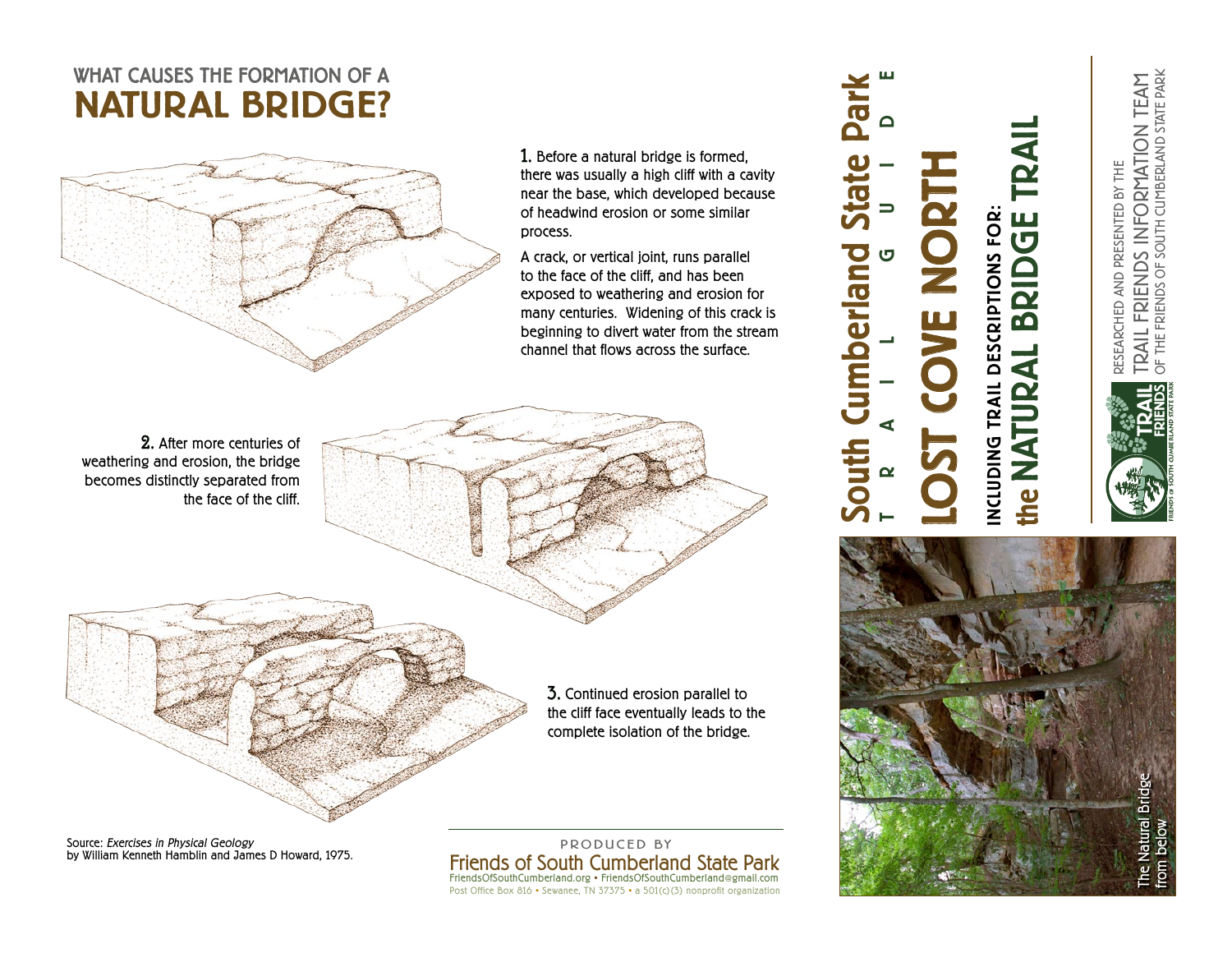## WHAT CAUSES THE FORMATION OF A

# NATURAL BRIDGE?

**1.** Before a natural bridge is formed, there was usually a high cliff with a cavity near the base, which developed because of headwind erosion or some similar process.

A crack, or vertical joint, runs parallel to the face of the cliff, and has been exposed to weathering and erosion for many centuries. Widening of this crack is beginning to divert water from the stream channel that flows across the surface.

**2.** After more centuries of weathering and erosion, the bridge becomes distinctly separated from the face of the cliff.

**3.** Continued erosion parallel to the cliff face eventually leads to the complete isolation of the bridge.

Source: *Exercises in Physical Geology* by William Kenneth Hamblin and James D Howard, 1975.

PRODUCED BY

Friends of South Cumberland State Park
FriendsOfSouthCumberland.org • FriendsOfSouthCumberland@gmail.com
Post Office Box 816 • Sewanee, TN 37375 • a 501(c)(3) nonprofit organization

# South Cumberland State Park

T R A I L G U I D E

# LOST COVE NORTH

## INCLUDING TRAIL DESCRIPTIONS FOR: the NATURAL BRIDGE TRAIL

RESEARCHED AND PRESENTED BY THE TRAIL FRIENDS INFORMATION TEAM OF THE FRIENDS OF SOUTH CUMBERLAND STATE PARK

TRAIL FRIENDS
FRIENDS of SOUTH CUMBERLAND STATE PARK

The Natural Bridge from below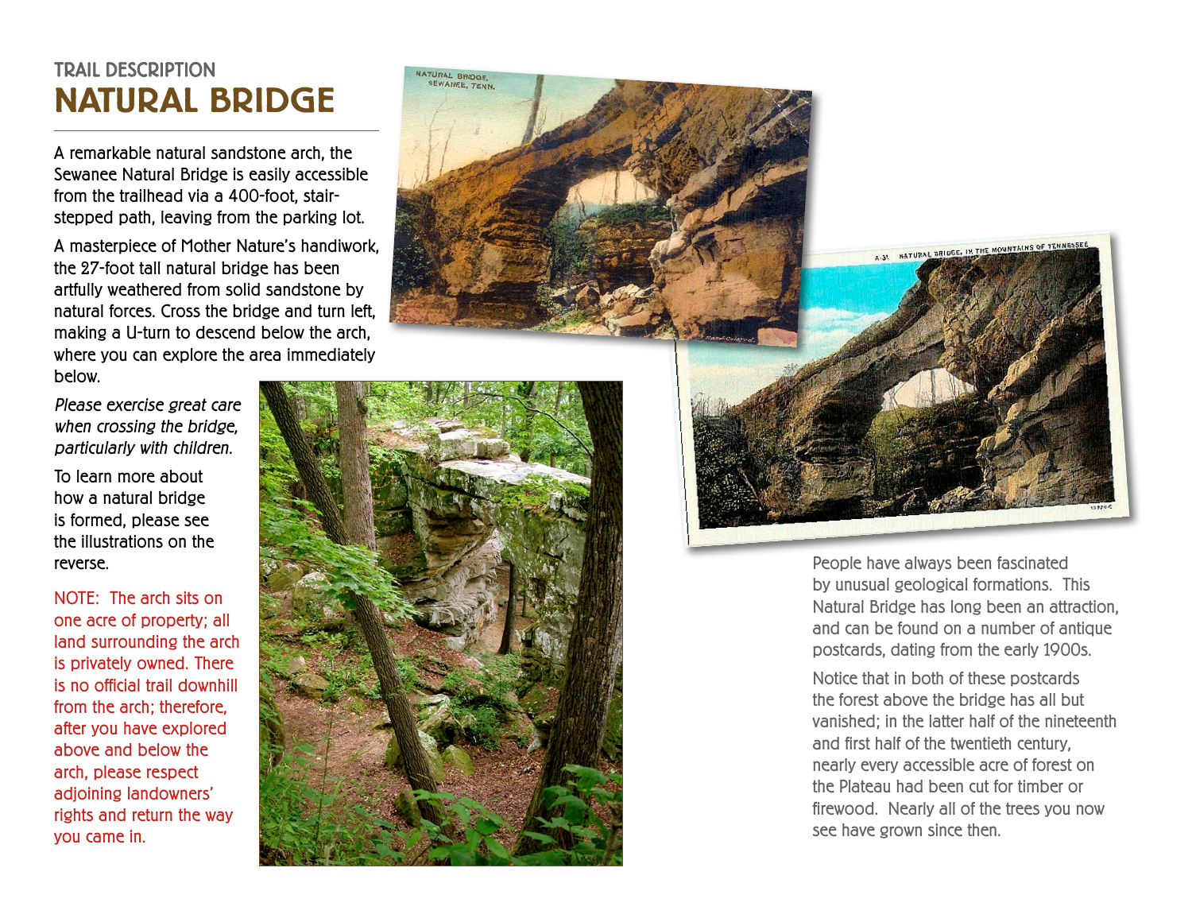TRAIL DESCRIPTION

# NATURAL BRIDGE

A remarkable natural sandstone arch, the Sewanee Natural Bridge is easily accessible from the trailhead via a 400-foot, stair-stepped path, leaving from the parking lot.

A masterpiece of Mother Nature's handiwork, the 27-foot tall natural bridge has been artfully weathered from solid sandstone by natural forces. Cross the bridge and turn left, making a U-turn to descend below the arch, where you can explore the area immediately below.

*Please exercise great care when crossing the bridge, particularly with children.*

To learn more about how a natural bridge is formed, please see the illustrations on the reverse.

NOTE: The arch sits on one acre of property; all land surrounding the arch is privately owned. There is no official trail downhill from the arch; therefore, after you have explored above and below the arch, please respect adjoining landowners' rights and return the way you came in.

People have always been fascinated by unusual geological formations. This Natural Bridge has long been an attraction, and can be found on a number of antique postcards, dating from the early 1900s.

Notice that in both of these postcards the forest above the bridge has all but vanished; in the latter half of the nineteenth and first half of the twentieth century, nearly every accessible acre of forest on the Plateau had been cut for timber or firewood. Nearly all of the trees you now see have grown since then.